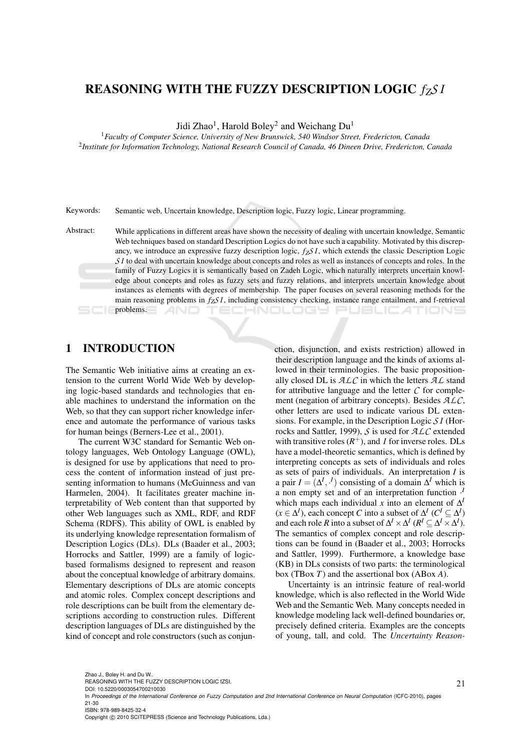# REASONING WITH THE FUZZY DESCRIPTION LOGIC $f_Z\mathcal{SI}$

Jidi Zhao[1], Harold Boley[2] and Weichang Du[1]

[1]*Faculty of Computer Science, University of New Brunswick, 540 Windsor Street, Fredericton, Canada*
[2]*Institute for Information Technology, National Research Council of Canada, 46 Dineen Drive, Fredericton, Canada*

Keywords: Semantic web, Uncertain knowledge, Description logic, Fuzzy logic, Linear programming.

Abstract: While applications in different areas have shown the necessity of dealing with uncertain knowledge, Semantic Web techniques based on standard Description Logics do not have such a capability. Motivated by this discrepancy, we introduce an expressive fuzzy description logic, $f_Z\mathcal{SI}$, which extends the classic Description Logic $\mathcal{SI}$ to deal with uncertain knowledge about concepts and roles as well as instances of concepts and roles. In the family of Fuzzy Logics it is semantically based on Zadeh Logic, which naturally interprets uncertain knowledge about concepts and roles as fuzzy sets and fuzzy relations, and interprets uncertain knowledge about instances as elements with degrees of membership. The paper focuses on several reasoning methods for the main reasoning problems in $f_Z\mathcal{SI}$, including consistency checking, instance range entailment, and f-retrieval problems.

## 1 INTRODUCTION

The Semantic Web initiative aims at creating an extension to the current World Wide Web by developing logic-based standards and technologies that enable machines to understand the information on the Web, so that they can support richer knowledge inference and automate the performance of various tasks for human beings (Berners-Lee et al., 2001).

The current W3C standard for Semantic Web ontology languages, Web Ontology Language (OWL), is designed for use by applications that need to process the content of information instead of just presenting information to humans (McGuinness and van Harmelen, 2004). It facilitates greater machine interpretability of Web content than that supported by other Web languages such as XML, RDF, and RDF Schema (RDFS). This ability of OWL is enabled by its underlying knowledge representation formalism of Description Logics (DLs). DLs (Baader et al., 2003; Horrocks and Sattler, 1999) are a family of logic-based formalisms designed to represent and reason about the conceptual knowledge of arbitrary domains. Elementary descriptions of DLs are atomic concepts and atomic roles. Complex concept descriptions and role descriptions can be built from the elementary descriptions according to construction rules. Different description languages of DLs are distinguished by the kind of concept and role constructors (such as conjunction, disjunction, and exists restriction) allowed in their description language and the kinds of axioms allowed in their terminologies. The basic propositionally closed DL is $\mathcal{ALC}$ in which the letters $\mathcal{AL}$ stand for attributive language and the letter $\mathcal{C}$ for complement (negation of arbitrary concepts). Besides $\mathcal{ALC}$, other letters are used to indicate various DL extensions. For example, in the Description Logic $\mathcal{SI}$ (Horrocks and Sattler, 1999), $\mathcal{S}$ is used for $\mathcal{ALC}$ extended with transitive roles ($R^+$), and $I$ for inverse roles. DLs have a model-theoretic semantics, which is defined by interpreting concepts as sets of individuals and roles as sets of pairs of individuals. An interpretation $I$ is a pair $I = (\Delta^I, \cdot^I)$ consisting of a domain $\Delta^I$ which is a non empty set and of an interpretation function $\cdot^I$ which maps each individual $x$ into an element of $\Delta^I$ ($x \in \Delta^I$), each concept $C$ into a subset of $\Delta^I$ ($C^I \subseteq \Delta^I$) and each role $R$ into a subset of $\Delta^I \times \Delta^I$ ($R^I \subseteq \Delta^I \times \Delta^I$). The semantics of complex concept and role descriptions can be found in (Baader et al., 2003; Horrocks and Sattler, 1999). Furthermore, a knowledge base (KB) in DLs consists of two parts: the terminological box (TBox $T$) and the assertional box (ABox $A$).

Uncertainty is an intrinsic feature of real-world knowledge, which is also reflected in the World Wide Web and the Semantic Web. Many concepts needed in knowledge modeling lack well-defined boundaries or, precisely defined criteria. Examples are the concepts of young, tall, and cold. The *Uncertainty Reason-*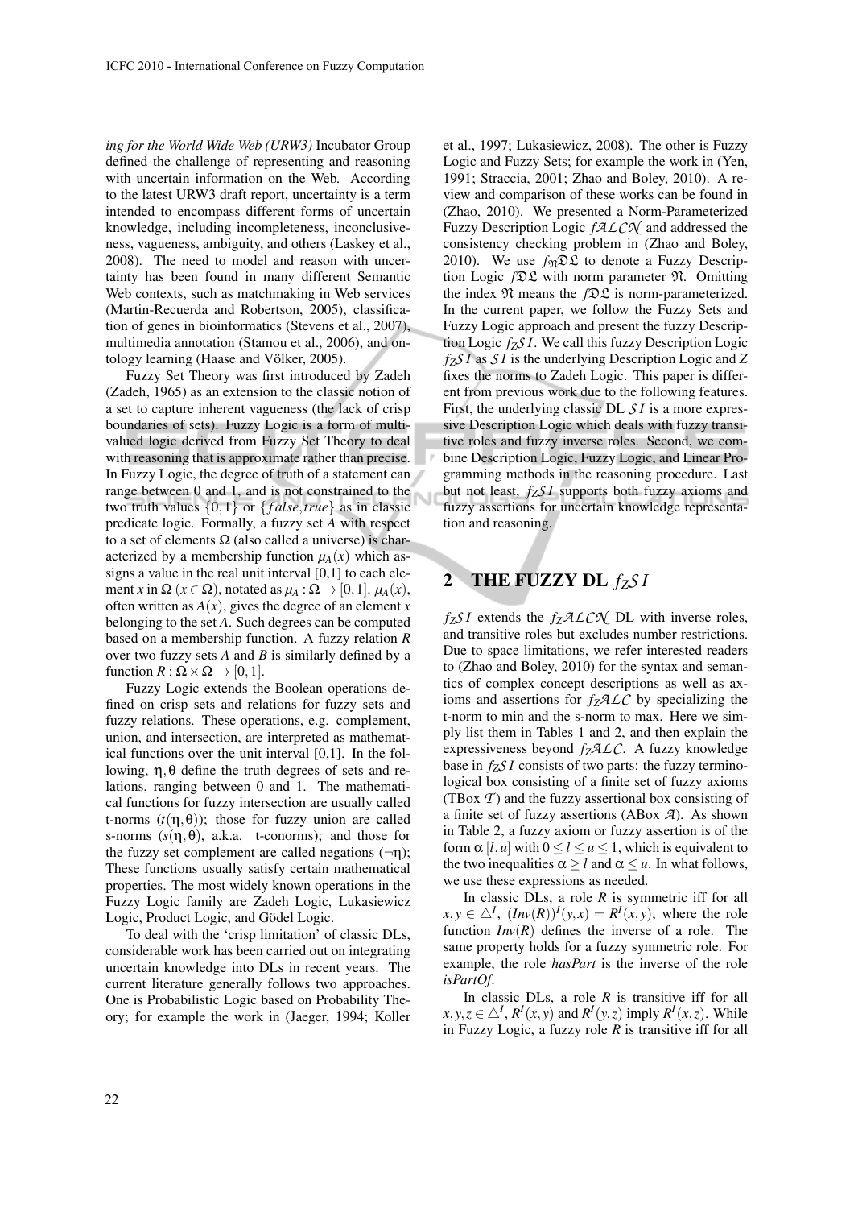*ing for the World Wide Web (URW3)* Incubator Group defined the challenge of representing and reasoning with uncertain information on the Web. According to the latest URW3 draft report, uncertainty is a term intended to encompass different forms of uncertain knowledge, including incompleteness, inconclusiveness, vagueness, ambiguity, and others (Laskey et al., 2008). The need to model and reason with uncertainty has been found in many different Semantic Web contexts, such as matchmaking in Web services (Martin-Recuerda and Robertson, 2005), classification of genes in bioinformatics (Stevens et al., 2007), multimedia annotation (Stamou et al., 2006), and ontology learning (Haase and Völker, 2005).

Fuzzy Set Theory was first introduced by Zadeh (Zadeh, 1965) as an extension to the classic notion of a set to capture inherent vagueness (the lack of crisp boundaries of sets). Fuzzy Logic is a form of multi-valued logic derived from Fuzzy Set Theory to deal with reasoning that is approximate rather than precise. In Fuzzy Logic, the degree of truth of a statement can range between 0 and 1, and is not constrained to the two truth values $\{0,1\}$ or $\{false, true\}$ as in classic predicate logic. Formally, a fuzzy set $A$ with respect to a set of elements $\Omega$ (also called a universe) is characterized by a membership function $\mu_A(x)$ which assigns a value in the real unit interval [0,1] to each element $x$ in $\Omega$ ($x \in \Omega$), notated as $\mu_A : \Omega \rightarrow [0,1]$. $\mu_A(x)$, often written as $A(x)$, gives the degree of an element $x$ belonging to the set $A$. Such degrees can be computed based on a membership function. A fuzzy relation $R$ over two fuzzy sets $A$ and $B$ is similarly defined by a function $R : \Omega \times \Omega \rightarrow [0,1]$.

Fuzzy Logic extends the Boolean operations defined on crisp sets and relations for fuzzy sets and fuzzy relations. These operations, e.g. complement, union, and intersection, are interpreted as mathematical functions over the unit interval [0,1]. In the following, $\eta, \theta$ define the truth degrees of sets and relations, ranging between 0 and 1. The mathematical functions for fuzzy intersection are usually called t-norms ($t(\eta,\theta)$); those for fuzzy union are called s-norms ($s(\eta,\theta)$, a.k.a. t-conorms); and those for the fuzzy set complement are called negations ($\neg\eta$); These functions usually satisfy certain mathematical properties. The most widely known operations in the Fuzzy Logic family are Zadeh Logic, Lukasiewicz Logic, Product Logic, and Gödel Logic.

To deal with the 'crisp limitation' of classic DLs, considerable work has been carried out on integrating uncertain knowledge into DLs in recent years. The current literature generally follows two approaches. One is Probabilistic Logic based on Probability Theory; for example the work in (Jaeger, 1994; Koller et al., 1997; Lukasiewicz, 2008). The other is Fuzzy Logic and Fuzzy Sets; for example the work in (Yen, 1991; Straccia, 2001; Zhao and Boley, 2010). A review and comparison of these works can be found in (Zhao, 2010). We presented a Norm-Parameterized Fuzzy Description Logic $f\mathcal{ALCN}$ and addressed the consistency checking problem in (Zhao and Boley, 2010). We use $f_{\mathfrak{N}}\mathfrak{DL}$ to denote a Fuzzy Description Logic $f\mathfrak{DL}$ with norm parameter $\mathfrak{N}$. Omitting the index $\mathfrak{N}$ means the $f\mathfrak{DL}$ is norm-parameterized. In the current paper, we follow the Fuzzy Sets and Fuzzy Logic approach and present the fuzzy Description Logic $f_Z\mathcal{SI}$. We call this fuzzy Description Logic $f_Z\mathcal{SI}$ as $\mathcal{SI}$ is the underlying Description Logic and $Z$ fixes the norms to Zadeh Logic. This paper is different from previous work due to the following features. First, the underlying classic DL $\mathcal{SI}$ is a more expressive Description Logic which deals with fuzzy transitive roles and fuzzy inverse roles. Second, we combine Description Logic, Fuzzy Logic, and Linear Programming methods in the reasoning procedure. Last but not least, $f_Z\mathcal{SI}$ supports both fuzzy axioms and fuzzy assertions for uncertain knowledge representation and reasoning.

## 2 THE FUZZY DL $f_Z\mathcal{SI}$

$f_Z\mathcal{SI}$ extends the $f_Z\mathcal{ALCN}$ DL with inverse roles, and transitive roles but excludes number restrictions. Due to space limitations, we refer interested readers to (Zhao and Boley, 2010) for the syntax and semantics of complex concept descriptions as well as axioms and assertions for $f_Z\mathcal{ALC}$ by specializing the t-norm to min and the s-norm to max. Here we simply list them in Tables 1 and 2, and then explain the expressiveness beyond $f_Z\mathcal{ALC}$. A fuzzy knowledge base in $f_Z\mathcal{SI}$ consists of two parts: the fuzzy terminological box consisting of a finite set of fuzzy axioms (TBox $\mathcal{T}$) and the fuzzy assertional box consisting of a finite set of fuzzy assertions (ABox $\mathcal{A}$). As shown in Table 2, a fuzzy axiom or fuzzy assertion is of the form $\alpha\,[l,u]$ with $0 \le l \le u \le 1$, which is equivalent to the two inequalities $\alpha \ge l$ and $\alpha \le u$. In what follows, we use these expressions as needed.

In classic DLs, a role $R$ is symmetric iff for all $x,y \in \triangle^I$, $(Inv(R))^I(y,x) = R^I(x,y)$, where the role function $Inv(R)$ defines the inverse of a role. The same property holds for a fuzzy symmetric role. For example, the role *hasPart* is the inverse of the role *isPartOf*.

In classic DLs, a role $R$ is transitive iff for all $x,y,z \in \triangle^I$, $R^I(x,y)$ and $R^I(y,z)$ imply $R^I(x,z)$. While in Fuzzy Logic, a fuzzy role $R$ is transitive iff for all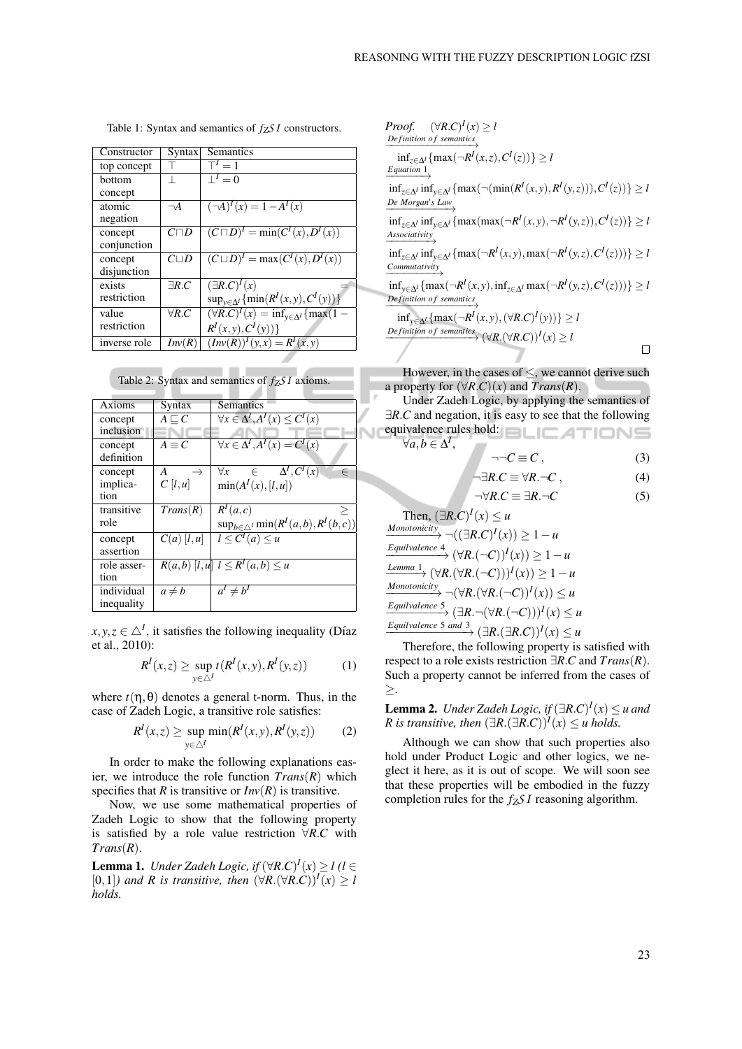Table 1: Syntax and semantics of $f_Z SI$ constructors.

| Constructor | Syntax | Semantics |
|---|---|---|
| top concept | $\top$ | $\top^I = 1$ |
| bottom concept | $\bot$ | $\bot^I = 0$ |
| atomic negation | $\neg A$ | $(\neg A)^I(x) = 1 - A^I(x)$ |
| concept conjunction | $C \sqcap D$ | $(C \sqcap D)^I = \min(C^I(x), D^I(x))$ |
| concept disjunction | $C \sqcup D$ | $(C \sqcup D)^I = \max(C^I(x), D^I(x))$ |
| exists restriction | $\exists R.C$ | $(\exists R.C)^I(x) = \sup_{y \in \Delta^I}\{\min(R^I(x,y), C^I(y))\}$ |
| value restriction | $\forall R.C$ | $(\forall R.C)^I(x) = \inf_{y \in \Delta^I}\{\max(1 - R^I(x,y), C^I(y))\}$ |
| inverse role | $Inv(R)$ | $(Inv(R))^I(y,x) = R^I(x,y)$ |

Table 2: Syntax and semantics of $f_Z SI$ axioms.

| Axioms | Syntax | Semantics |
|---|---|---|
| concept inclusion | $A \sqsubseteq C$ | $\forall x \in \Delta^I, A^I(x) \leq C^I(x)$ |
| concept definition | $A \equiv C$ | $\forall x \in \Delta^I, A^I(x) = C^I(x)$ |
| concept implication | $A \rightarrow C\ [l,u]$ | $\forall x \in \Delta^I, C^I(x) \in \min(A^I(x), [l,u])$ |
| transitive role | $Trans(R)$ | $R^I(a,c) \geq \sup_{b \in \triangle^I} \min(R^I(a,b), R^I(b,c))$ |
| concept assertion | $C(a)\ [l,u]$ | $l \leq C^I(a) \leq u$ |
| role assertion | $R(a,b)\ [l,u]$ | $l \leq R^I(a,b) \leq u$ |
| individual inequality | $a \neq b$ | $a^I \neq b^I$ |

$x, y, z \in \triangle^I$, it satisfies the following inequality (Díaz et al., 2010):

$$R^I(x,z) \geq \sup_{y \in \triangle^I} t(R^I(x,y), R^I(y,z)) \tag{1}$$

where $t(\eta, \theta)$ denotes a general t-norm. Thus, in the case of Zadeh Logic, a transitive role satisfies:

$$R^I(x,z) \geq \sup_{y \in \triangle^I} \min(R^I(x,y), R^I(y,z)) \tag{2}$$

In order to make the following explanations easier, we introduce the role function $Trans(R)$ which specifies that $R$ is transitive or $Inv(R)$ is transitive.

Now, we use some mathematical properties of Zadeh Logic to show that the following property is satisfied by a role value restriction $\forall R.C$ with $Trans(R)$.

**Lemma 1.** *Under Zadeh Logic, if $(\forall R.C)^I(x) \geq l$ ($l \in [0,1]$) and $R$ is transitive, then $(\forall R.(\forall R.C))^I(x) \geq l$ holds.*

*Proof.* $(\forall R.C)^I(x) \geq l$

$\xrightarrow{Definition\ of\ semantics}$ $\inf_{z \in \Delta^I}\{\max(\neg R^I(x,z), C^I(z))\} \geq l$

$\xrightarrow{Equation\ 1}$ $\inf_{z \in \Delta^I} \inf_{y \in \Delta^I}\{\max(\neg(\min(R^I(x,y), R^I(y,z))), C^I(z))\} \geq l$

$\xrightarrow{De\ Morgan's\ Law}$ $\inf_{z \in \Delta^I} \inf_{y \in \Delta^I}\{\max(\max(\neg R^I(x,y), \neg R^I(y,z)), C^I(z))\} \geq l$

$\xrightarrow{Associativity}$ $\inf_{z \in \Delta^I} \inf_{y \in \Delta^I}\{\max(\neg R^I(x,y), \max(\neg R^I(y,z), C^I(z)))\} \geq l$

$\xrightarrow{Commutativity}$ $\inf_{y \in \Delta^I}\{\max(\neg R^I(x,y), \inf_{z \in \Delta^I} \max(\neg R^I(y,z), C^I(z)))\} \geq l$

$\xrightarrow{Definition\ of\ semantics}$ $\inf_{y \in \Delta^I}\{\max(\neg R^I(x,y), (\forall R.C)^I(y))\} \geq l$

$\xrightarrow{Definition\ of\ semantics}$ $(\forall R.(\forall R.C))^I(x) \geq l$ □

However, in the cases of $\leq$, we cannot derive such a property for $(\forall R.C)(x)$ and $Trans(R)$.

Under Zadeh Logic, by applying the semantics of $\exists R.C$ and negation, it is easy to see that the following equivalence rules hold:

$\forall a, b \in \Delta^I$,

$$\neg\neg C \equiv C, \tag{3}$$

$$\neg \exists R.C \equiv \forall R.\neg C, \tag{4}$$

$$\neg \forall R.C \equiv \exists R.\neg C \tag{5}$$

Then, $(\exists R.C)^I(x) \leq u$

$\xrightarrow{Monotonicity}$ $\neg((\exists R.C)^I(x)) \geq 1 - u$

$\xrightarrow{Equivalence\ 4}$ $(\forall R.(\neg C))^I(x)) \geq 1 - u$

$\xrightarrow{Lemma\ 1}$ $(\forall R.(\forall R.(\neg C)))^I(x)) \geq 1 - u$

$\xrightarrow{Monotonicity}$ $\neg(\forall R.(\forall R.(\neg C))^I(x)) \leq u$

$\xrightarrow{Equivalence\ 5}$ $(\exists R.\neg(\forall R.(\neg C)))^I(x) \leq u$

$\xrightarrow{Equivalence\ 5\ and\ 3}$ $(\exists R.(\exists R.C))^I(x) \leq u$

Therefore, the following property is satisfied with respect to a role exists restriction $\exists R.C$ and $Trans(R)$. Such a property cannot be inferred from the cases of $\geq$.

**Lemma 2.** *Under Zadeh Logic, if $(\exists R.C)^I(x) \leq u$ and $R$ is transitive, then $(\exists R.(\exists R.C))^I(x) \leq u$ holds.*

Although we can show that such properties also hold under Product Logic and other logics, we neglect it here, as it is out of scope. We will soon see that these properties will be embodied in the fuzzy completion rules for the $f_Z SI$ reasoning algorithm.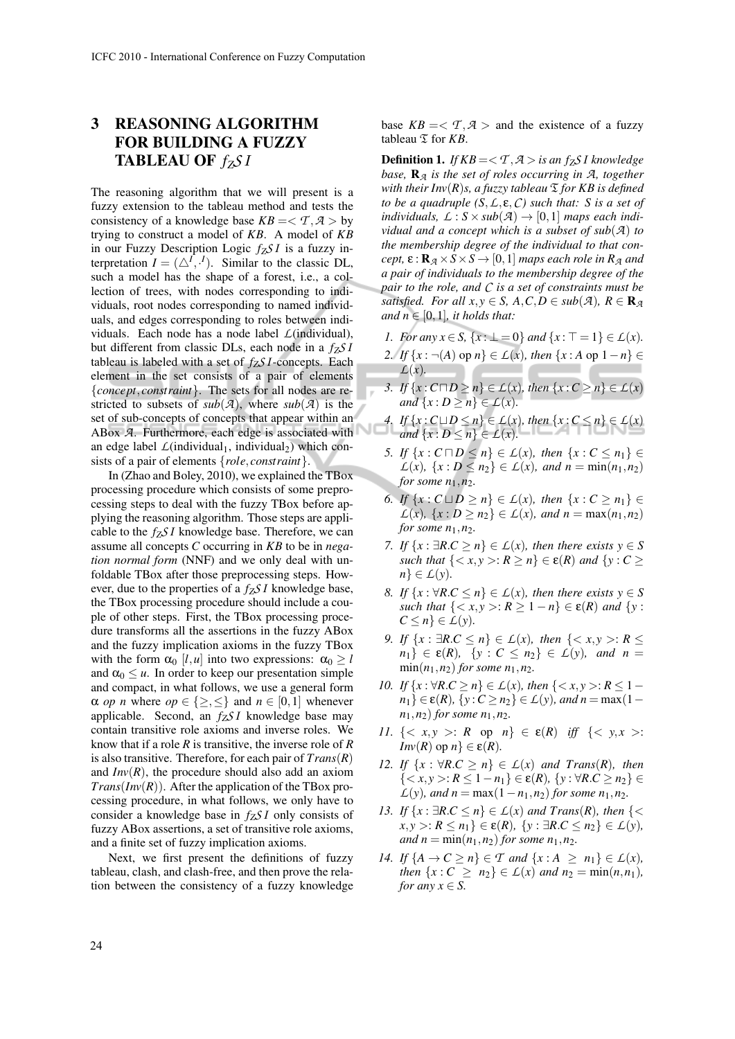## 3 REASONING ALGORITHM FOR BUILDING A FUZZY TABLEAU OF $f_Z\mathcal{SI}$

The reasoning algorithm that we will present is a fuzzy extension to the tableau method and tests the consistency of a knowledge base $KB = <\mathcal{T}, \mathcal{A}>$ by trying to construct a model of $KB$. A model of $KB$ in our Fuzzy Description Logic $f_Z\mathcal{SI}$ is a fuzzy interpretation $I = (\triangle^I, \cdot^I)$. Similar to the classic DL, such a model has the shape of a forest, i.e., a collection of trees, with nodes corresponding to individuals, root nodes corresponding to named individuals, and edges corresponding to roles between individuals. Each node has a node label $\mathcal{L}$(individual), but different from classic DLs, each node in a $f_Z\mathcal{SI}$ tableau is labeled with a set of $f_Z\mathcal{SI}$-concepts. Each element in the set consists of a pair of elements $\{concept, constraint\}$. The sets for all nodes are restricted to subsets of $sub(\mathcal{A})$, where $sub(\mathcal{A})$ is the set of sub-concepts of concepts that appear within an ABox $\mathcal{A}$. Furthermore, each edge is associated with an edge label $\mathcal{L}$(individual$_1$, individual$_2$) which consists of a pair of elements $\{role, constraint\}$.

In (Zhao and Boley, 2010), we explained the TBox processing procedure which consists of some preprocessing steps to deal with the fuzzy TBox before applying the reasoning algorithm. Those steps are applicable to the $f_Z\mathcal{SI}$ knowledge base. Therefore, we can assume all concepts $C$ occurring in $KB$ to be in *negation normal form* (NNF) and we only deal with unfoldable TBox after those preprocessing steps. However, due to the properties of a $f_Z\mathcal{SI}$ knowledge base, the TBox processing procedure should include a couple of other steps. First, the TBox processing procedure transforms all the assertions in the fuzzy ABox and the fuzzy implication axioms in the fuzzy TBox with the form $\alpha_0$ $[l, u]$ into two expressions: $\alpha_0 \geq l$ and $\alpha_0 \leq u$. In order to keep our presentation simple and compact, in what follows, we use a general form $\alpha$ *op* $n$ where $op \in \{\geq, \leq\}$ and $n \in [0, 1]$ whenever applicable. Second, an $f_Z\mathcal{SI}$ knowledge base may contain transitive role axioms and inverse roles. We know that if a role $R$ is transitive, the inverse role of $R$ is also transitive. Therefore, for each pair of $Trans(R)$ and $Inv(R)$, the procedure should also add an axiom $Trans(Inv(R))$. After the application of the TBox processing procedure, in what follows, we only have to consider a knowledge base in $f_Z\mathcal{SI}$ only consists of fuzzy ABox assertions, a set of transitive role axioms, and a finite set of fuzzy implication axioms.

Next, we first present the definitions of fuzzy tableau, clash, and clash-free, and then prove the relation between the consistency of a fuzzy knowledge base $KB = <\mathcal{T}, \mathcal{A}>$ and the existence of a fuzzy tableau $\mathfrak{T}$ for $KB$.

**Definition 1.** *If $KB = <\mathcal{T}, \mathcal{A}>$ is an $f_Z\mathcal{SI}$ knowledge base, $\mathbf{R}_\mathcal{A}$ is the set of roles occurring in $\mathcal{A}$, together with their $Inv(R)$s, a fuzzy tableau $\mathfrak{T}$ for KB is defined to be a quadruple $(S, \mathcal{L}, \varepsilon, \mathcal{C})$ such that: $S$ is a set of individuals, $\mathcal{L} : S \times sub(\mathcal{A}) \rightarrow [0, 1]$ maps each individual and a concept which is a subset of $sub(\mathcal{A})$ to the membership degree of the individual to that concept, $\varepsilon : \mathbf{R}_\mathcal{A} \times S \times S \rightarrow [0, 1]$ maps each role in $R_\mathcal{A}$ and a pair of individuals to the membership degree of the pair to the role, and $\mathcal{C}$ is a set of constraints must be satisfied. For all $x, y \in S$, $A, C, D \in sub(\mathcal{A})$, $R \in \mathbf{R}_\mathcal{A}$ and $n \in [0, 1]$, it holds that:*

1. *For any $x \in S$, $\{x : \bot = 0\}$ and $\{x : \top = 1\} \in \mathcal{L}(x)$.*
2. *If $\{x : \neg(A)$ op $n\} \in \mathcal{L}(x)$, then $\{x : A$ op $1 - n\} \in \mathcal{L}(x)$.*
3. *If $\{x : C \sqcap D \geq n\} \in \mathcal{L}(x)$, then $\{x : C \geq n\} \in \mathcal{L}(x)$ and $\{x : D \geq n\} \in \mathcal{L}(x)$.*
4. *If $\{x : C \sqcup D \leq n\} \in \mathcal{L}(x)$, then $\{x : C \leq n\} \in \mathcal{L}(x)$ and $\{x : D \leq n\} \in \mathcal{L}(x)$.*
5. *If $\{x : C \sqcap D \leq n\} \in \mathcal{L}(x)$, then $\{x : C \leq n_1\} \in \mathcal{L}(x)$, $\{x : D \leq n_2\} \in \mathcal{L}(x)$, and $n = \min(n_1, n_2)$ for some $n_1, n_2$.*
6. *If $\{x : C \sqcup D \geq n\} \in \mathcal{L}(x)$, then $\{x : C \geq n_1\} \in \mathcal{L}(x)$, $\{x : D \geq n_2\} \in \mathcal{L}(x)$, and $n = \max(n_1, n_2)$ for some $n_1, n_2$.*
7. *If $\{x : \exists R.C \geq n\} \in \mathcal{L}(x)$, then there exists $y \in S$ such that $\{<x, y>: R \geq n\} \in \varepsilon(R)$ and $\{y : C \geq n\} \in \mathcal{L}(y)$.*
8. *If $\{x : \forall R.C \leq n\} \in \mathcal{L}(x)$, then there exists $y \in S$ such that $\{<x, y>: R \geq 1 - n\} \in \varepsilon(R)$ and $\{y : C \leq n\} \in \mathcal{L}(y)$.*
9. *If $\{x : \exists R.C \leq n\} \in \mathcal{L}(x)$, then $\{<x, y>: R \leq n_1\} \in \varepsilon(R)$, $\{y : C \leq n_2\} \in \mathcal{L}(y)$, and $n = \min(n_1, n_2)$ for some $n_1, n_2$.*
10. *If $\{x : \forall R.C \geq n\} \in \mathcal{L}(x)$, then $\{<x, y>: R \leq 1 - n_1\} \in \varepsilon(R)$, $\{y : C \geq n_2\} \in \mathcal{L}(y)$, and $n = \max(1 - n_1, n_2)$ for some $n_1, n_2$.*
11. *$\{<x, y>: R$ op $n\} \in \varepsilon(R)$ iff $\{<y, x>: Inv(R)$ op $n\} \in \varepsilon(R)$.*
12. *If $\{x : \forall R.C \geq n\} \in \mathcal{L}(x)$ and $Trans(R)$, then $\{<x, y>: R \leq 1 - n_1\} \in \varepsilon(R)$, $\{y : \forall R.C \geq n_2\} \in \mathcal{L}(y)$, and $n = \max(1 - n_1, n_2)$ for some $n_1, n_2$.*
13. *If $\{x : \exists R.C \leq n\} \in \mathcal{L}(x)$ and $Trans(R)$, then $\{<x, y>: R \leq n_1\} \in \varepsilon(R)$, $\{y : \exists R.C \leq n_2\} \in \mathcal{L}(y)$, and $n = \min(n_1, n_2)$ for some $n_1, n_2$.*
14. *If $\{A \rightarrow C \geq n\} \in \mathcal{T}$ and $\{x : A \geq n_1\} \in \mathcal{L}(x)$, then $\{x : C \geq n_2\} \in \mathcal{L}(x)$ and $n_2 = \min(n, n_1)$, for any $x \in S$.*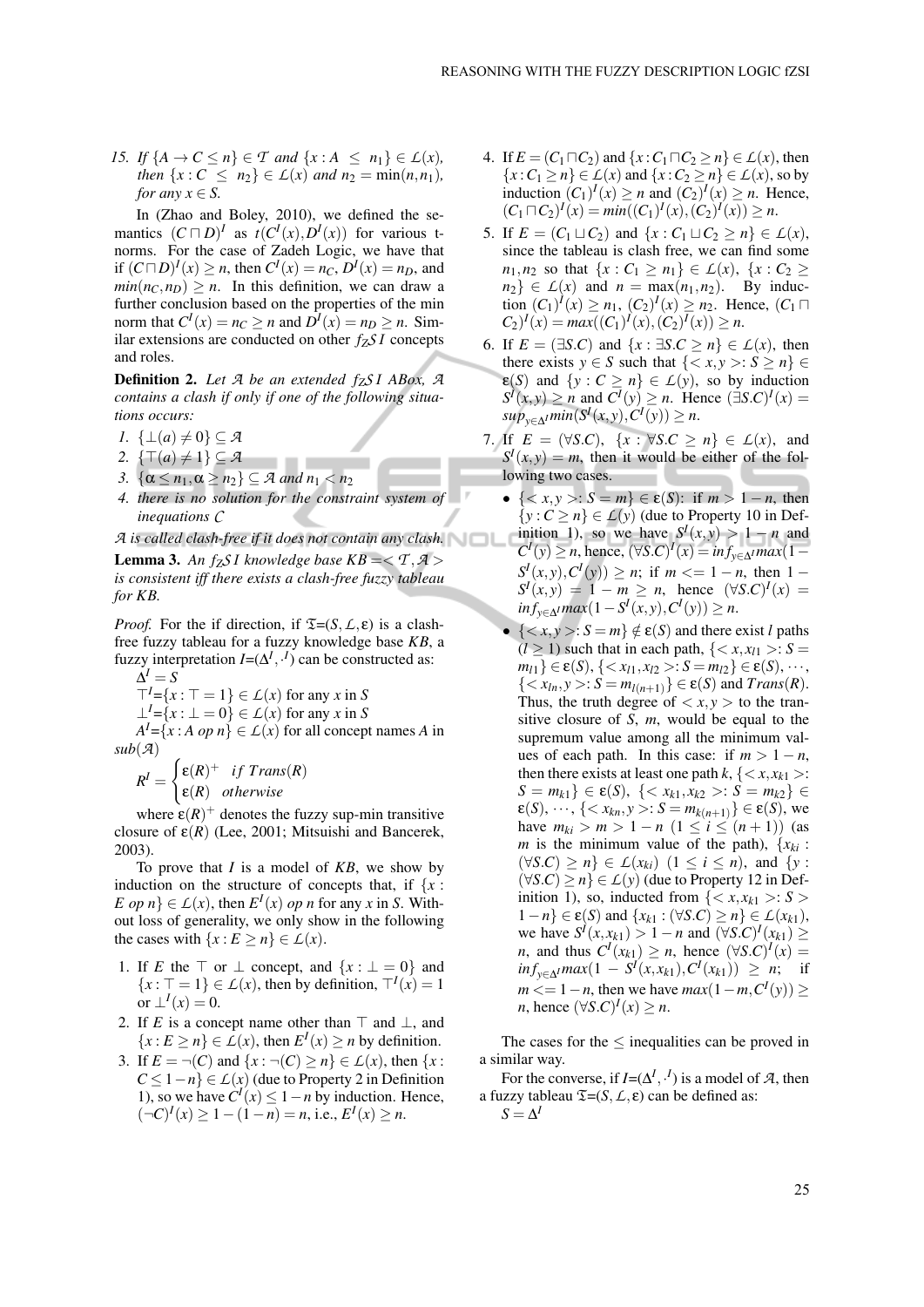15. *If* $\{A \rightarrow C \leq n\} \in \mathcal{T}$ *and* $\{x : A \leq n_1\} \in \mathcal{L}(x)$, *then* $\{x : C \leq n_2\} \in \mathcal{L}(x)$ *and* $n_2 = \min(n, n_1)$, *for any* $x \in S$.

In (Zhao and Boley, 2010), we defined the semantics $(C \sqcap D)^I$ as $t(C^I(x), D^I(x))$ for various t-norms. For the case of Zadeh Logic, we have that if $(C \sqcap D)^I(x) \geq n$, then $C^I(x) = n_C$, $D^I(x) = n_D$, and $min(n_C, n_D) \geq n$. In this definition, we can draw a further conclusion based on the properties of the min norm that $C^I(x) = n_C \geq n$ and $D^I(x) = n_D \geq n$. Similar extensions are conducted on other $f_Z\mathcal{SI}$ concepts and roles.

**Definition 2.** *Let* $\mathcal{A}$ *be an extended* $f_Z\mathcal{SI}$ *ABox,* $\mathcal{A}$ *contains a clash if only if one of the following situations occurs:*

1. $\{\bot(a) \neq 0\} \subseteq \mathcal{A}$
2. $\{\top(a) \neq 1\} \subseteq \mathcal{A}$
3. $\{\alpha \leq n_1, \alpha \geq n_2\} \subseteq \mathcal{A}$ *and* $n_1 < n_2$
4. *there is no solution for the constraint system of inequations* $\mathcal{C}$

$\mathcal{A}$ *is called clash-free if it does not contain any clash.*

**Lemma 3.** *An* $f_Z\mathcal{SI}$ *knowledge base* $KB = <\mathcal{T}, \mathcal{A}>$ *is consistent iff there exists a clash-free fuzzy tableau for KB.*

*Proof.* For the if direction, if $\mathfrak{T}$=$(S, \mathcal{L}, \varepsilon)$ is a clash-free fuzzy tableau for a fuzzy knowledge base $KB$, a fuzzy interpretation $I$=$(\Delta^I, \cdot^I)$ can be constructed as:

$\Delta^I = S$

$\top^I$=$\{x : \top = 1\} \in \mathcal{L}(x)$ for any $x$ in $S$

$\bot^I$=$\{x : \bot = 0\} \in \mathcal{L}(x)$ for any $x$ in $S$

$A^I$=$\{x : A\ op\ n\} \in \mathcal{L}(x)$ for all concept names $A$ in $sub(\mathcal{A})$

$$R^I = \begin{cases} \varepsilon(R)^+ & if\ Trans(R) \\ \varepsilon(R) & otherwise \end{cases}$$

where $\varepsilon(R)^+$ denotes the fuzzy sup-min transitive closure of $\varepsilon(R)$ (Lee, 2001; Mitsuishi and Bancerek, 2003).

To prove that $I$ is a model of $KB$, we show by induction on the structure of concepts that, if $\{x : E\ op\ n\} \in \mathcal{L}(x)$, then $E^I(x)\ op\ n$ for any $x$ in $S$. Without loss of generality, we only show in the following the cases with $\{x : E \geq n\} \in \mathcal{L}(x)$.

1. If $E$ the $\top$ or $\bot$ concept, and $\{x : \bot = 0\}$ and $\{x : \top = 1\} \in \mathcal{L}(x)$, then by definition, $\top^I(x) = 1$ or $\bot^I(x) = 0$.
2. If $E$ is a concept name other than $\top$ and $\bot$, and $\{x : E \geq n\} \in \mathcal{L}(x)$, then $E^I(x) \geq n$ by definition.
3. If $E = \neg(C)$ and $\{x : \neg(C) \geq n\} \in \mathcal{L}(x)$, then $\{x : C \leq 1-n\} \in \mathcal{L}(x)$ (due to Property 2 in Definition 1), so we have $C^I(x) \leq 1-n$ by induction. Hence, $(\neg C)^I(x) \geq 1-(1-n) = n$, i.e., $E^I(x) \geq n$.
4. If $E = (C_1 \sqcap C_2)$ and $\{x : C_1 \sqcap C_2 \geq n\} \in \mathcal{L}(x)$, then $\{x : C_1 \geq n\} \in \mathcal{L}(x)$ and $\{x : C_2 \geq n\} \in \mathcal{L}(x)$, so by induction $(C_1)^I(x) \geq n$ and $(C_2)^I(x) \geq n$. Hence, $(C_1 \sqcap C_2)^I(x) = min((C_1)^I(x), (C_2)^I(x)) \geq n$.
5. If $E = (C_1 \sqcup C_2)$ and $\{x : C_1 \sqcup C_2 \geq n\} \in \mathcal{L}(x)$, since the tableau is clash free, we can find some $n_1, n_2$ so that $\{x : C_1 \geq n_1\} \in \mathcal{L}(x)$, $\{x : C_2 \geq n_2\} \in \mathcal{L}(x)$ and $n = \max(n_1, n_2)$. By induction $(C_1)^I(x) \geq n_1$, $(C_2)^I(x) \geq n_2$. Hence, $(C_1 \sqcap C_2)^I(x) = max((C_1)^I(x), (C_2)^I(x)) \geq n$.
6. If $E = (\exists S.C)$ and $\{x : \exists S.C \geq n\} \in \mathcal{L}(x)$, then there exists $y \in S$ such that $\{<x, y>: S \geq n\} \in \varepsilon(S)$ and $\{y : C \geq n\} \in \mathcal{L}(y)$, so by induction $S^I(x, y) \geq n$ and $C^I(y) \geq n$. Hence $(\exists S.C)^I(x) = sup_{y \in \Delta^I} min(S^I(x, y), C^I(y)) \geq n$.
7. If $E = (\forall S.C)$, $\{x : \forall S.C \geq n\} \in \mathcal{L}(x)$, and $S^I(x, y) = m$, then it would be either of the following two cases.
   - $\{<x, y>: S = m\} \in \varepsilon(S)$: if $m > 1-n$, then $\{y : C \geq n\} \in \mathcal{L}(y)$ (due to Property 10 in Definition 1), so we have $S^I(x, y) > 1-n$ and $C^I(y) \geq n$, hence, $(\forall S.C)^I(x) = inf_{y \in \Delta^I} max(1 - S^I(x, y), C^I(y)) \geq n$; if $m <= 1-n$, then $1 - S^I(x, y) = 1 - m \geq n$, hence $(\forall S.C)^I(x) = inf_{y \in \Delta^I} max(1 - S^I(x, y), C^I(y)) \geq n$.
   - $\{<x, y>: S = m\} \notin \varepsilon(S)$ and there exist $l$ paths $(l \geq 1)$ such that in each path, $\{<x, x_{l1}>: S = m_{l1}\} \in \varepsilon(S)$, $\{<x_{l1}, x_{l2}>: S = m_{l2}\} \in \varepsilon(S)$, $\cdots$, $\{<x_{ln}, y>: S = m_{l(n+1)}\} \in \varepsilon(S)$ and $Trans(R)$. Thus, the truth degree of $<x, y>$ to the transitive closure of $S$, $m$, would be equal to the supremum value among all the minimum values of each path. In this case: if $m > 1-n$, then there exists at least one path $k$, $\{<x, x_{k1}>: S = m_{k1}\} \in \varepsilon(S)$, $\{<x_{k1}, x_{k2}>: S = m_{k2}\} \in \varepsilon(S)$, $\cdots$, $\{<x_{kn}, y>: S = m_{k(n+1)}\} \in \varepsilon(S)$, we have $m_{ki} > m > 1-n$ $(1 \leq i \leq (n+1))$ (as $m$ is the minimum value of the path), $\{x_{ki} : (\forall S.C) \geq n\} \in \mathcal{L}(x_{ki})$ $(1 \leq i \leq n)$, and $\{y : (\forall S.C) \geq n\} \in \mathcal{L}(y)$ (due to Property 12 in Definition 1), so, inducted from $\{<x, x_{k1}>: S > 1-n\} \in \varepsilon(S)$ and $\{x_{k1} : (\forall S.C) \geq n\} \in \mathcal{L}(x_{k1})$, we have $S^I(x, x_{k1}) > 1-n$ and $(\forall S.C)^I(x_{k1}) \geq n$, and thus $C^I(x_{k1}) \geq n$, hence $(\forall S.C)^I(x) = inf_{y \in \Delta^I} max(1 - S^I(x, x_{k1}), C^I(x_{k1})) \geq n$; if $m <= 1-n$, then we have $max(1-m, C^I(y)) \geq n$, hence $(\forall S.C)^I(x) \geq n$.

The cases for the $\leq$ inequalities can be proved in a similar way.

For the converse, if $I$=$(\Delta^I, \cdot^I)$ is a model of $\mathcal{A}$, then a fuzzy tableau $\mathfrak{T}$=$(S, \mathcal{L}, \varepsilon)$ can be defined as:

$S = \Delta^I$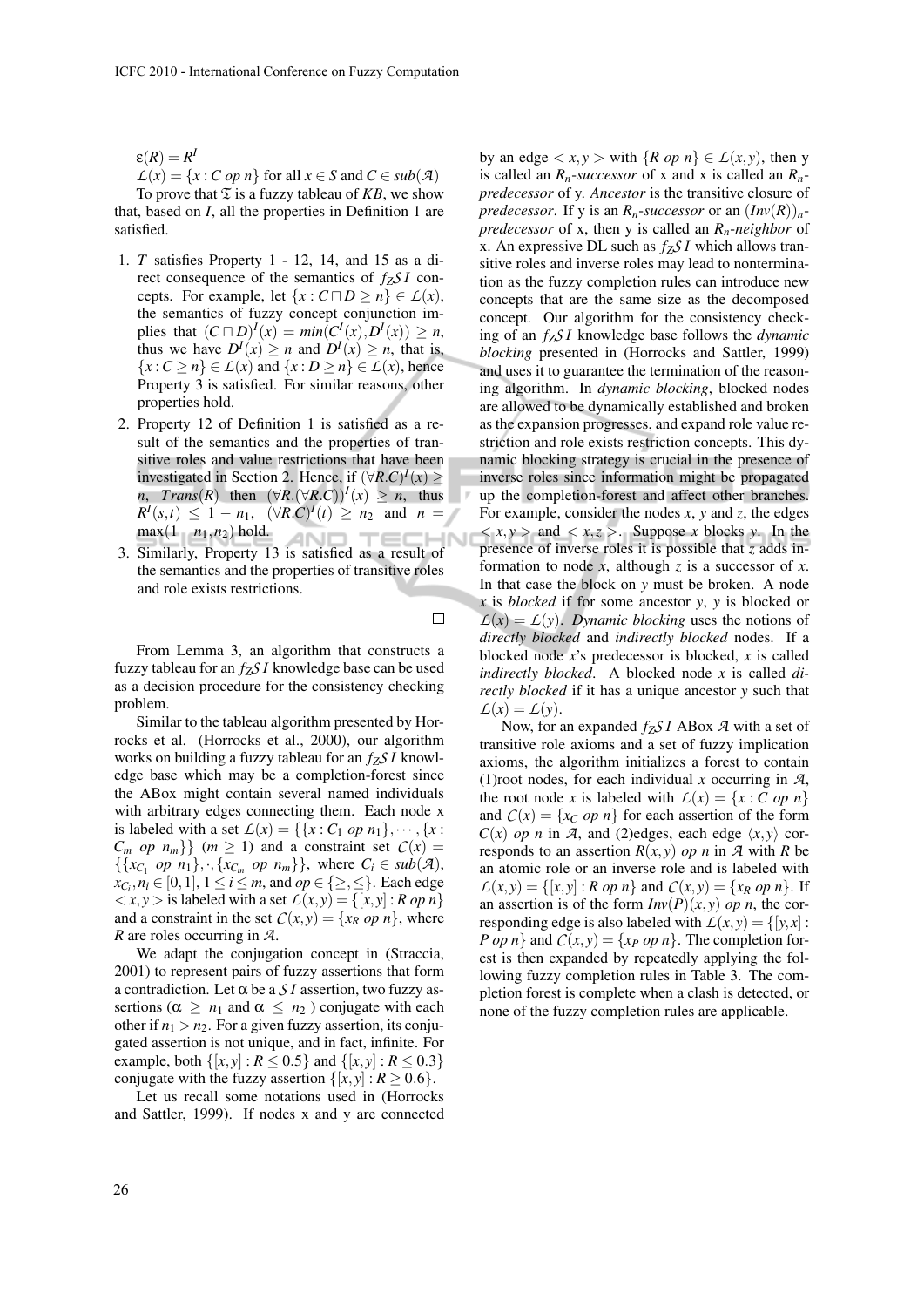$\varepsilon(R) = R^I$

$\mathcal{L}(x) = \{x : C\ op\ n\}$ for all $x \in S$ and $C \in sub(\mathcal{A})$

To prove that $\mathfrak{T}$ is a fuzzy tableau of *KB*, we show that, based on *I*, all the properties in Definition 1 are satisfied.

1. *T* satisfies Property 1 - 12, 14, and 15 as a direct consequence of the semantics of $f_Z\mathcal{SI}$ concepts. For example, let $\{x : C \sqcap D \geq n\} \in \mathcal{L}(x)$, the semantics of fuzzy concept conjunction implies that $(C \sqcap D)^I(x) = min(C^I(x), D^I(x)) \geq n$, thus we have $D^I(x) \geq n$ and $D^I(x) \geq n$, that is, $\{x : C \geq n\} \in \mathcal{L}(x)$ and $\{x : D \geq n\} \in \mathcal{L}(x)$, hence Property 3 is satisfied. For similar reasons, other properties hold.
2. Property 12 of Definition 1 is satisfied as a result of the semantics and the properties of transitive roles and value restrictions that have been investigated in Section 2. Hence, if $(\forall R.C)^I(x) \geq n$, $Trans(R)$ then $(\forall R.(\forall R.C))^I(x) \geq n$, thus $R^I(s,t) \leq 1 - n_1$, $(\forall R.C)^I(t) \geq n_2$ and $n = \max(1 - n_1, n_2)$ hold.
3. Similarly, Property 13 is satisfied as a result of the semantics and the properties of transitive roles and role exists restrictions.

□

From Lemma 3, an algorithm that constructs a fuzzy tableau for an $f_Z\mathcal{SI}$ knowledge base can be used as a decision procedure for the consistency checking problem.

Similar to the tableau algorithm presented by Horrocks et al. (Horrocks et al., 2000), our algorithm works on building a fuzzy tableau for an $f_Z\mathcal{SI}$ knowledge base which may be a completion-forest since the ABox might contain several named individuals with arbitrary edges connecting them. Each node x is labeled with a set $\mathcal{L}(x) = \{\{x : C_1\ op\ n_1\}, \cdots, \{x : C_m\ op\ n_m\}\}$ $(m \geq 1)$ and a constraint set $\mathcal{C}(x) = \{\{x_{C_1}\ op\ n_1\}, \cdot, \{x_{C_m}\ op\ n_m\}\}$, where $C_i \in sub(\mathcal{A})$, $x_{C_i}, n_i \in [0,1]$, $1 \leq i \leq m$, and $op \in \{\geq, \leq\}$. Each edge $< x, y >$ is labeled with a set $\mathcal{L}(x,y) = \{[x,y] : R\ op\ n\}$ and a constraint in the set $\mathcal{C}(x,y) = \{x_R\ op\ n\}$, where *R* are roles occurring in $\mathcal{A}$.

We adapt the conjugation concept in (Straccia, 2001) to represent pairs of fuzzy assertions that form a contradiction. Let $\alpha$ be a $\mathcal{SI}$ assertion, two fuzzy assertions ($\alpha \geq n_1$ and $\alpha \leq n_2$ ) conjugate with each other if $n_1 > n_2$. For a given fuzzy assertion, its conjugated assertion is not unique, and in fact, infinite. For example, both $\{[x,y] : R \leq 0.5\}$ and $\{[x,y] : R \leq 0.3\}$ conjugate with the fuzzy assertion $\{[x,y] : R \geq 0.6\}$.

Let us recall some notations used in (Horrocks and Sattler, 1999). If nodes x and y are connected by an edge $< x, y >$ with $\{R\ op\ n\} \in \mathcal{L}(x,y)$, then y is called an $R_n$*-successor* of x and x is called an $R_n$*-predecessor* of y. *Ancestor* is the transitive closure of *predecessor*. If y is an $R_n$*-successor* or an $(Inv(R))_n$*-predecessor* of x, then y is called an $R_n$*-neighbor* of x. An expressive DL such as $f_Z\mathcal{SI}$ which allows transitive roles and inverse roles may lead to nontermination as the fuzzy completion rules can introduce new concepts that are the same size as the decomposed concept. Our algorithm for the consistency checking of an $f_Z\mathcal{SI}$ knowledge base follows the *dynamic blocking* presented in (Horrocks and Sattler, 1999) and uses it to guarantee the termination of the reasoning algorithm. In *dynamic blocking*, blocked nodes are allowed to be dynamically established and broken as the expansion progresses, and expand role value restriction and role exists restriction concepts. This dynamic blocking strategy is crucial in the presence of inverse roles since information might be propagated up the completion-forest and affect other branches. For example, consider the nodes *x*, *y* and *z*, the edges $< x, y >$ and $< x, z >$. Suppose *x* blocks *y*. In the presence of inverse roles it is possible that *z* adds information to node *x*, although *z* is a successor of *x*. In that case the block on *y* must be broken. A node *x* is *blocked* if for some ancestor *y*, *y* is blocked or $\mathcal{L}(x) = \mathcal{L}(y)$. *Dynamic blocking* uses the notions of *directly blocked* and *indirectly blocked* nodes. If a blocked node *x*'s predecessor is blocked, *x* is called *indirectly blocked*. A blocked node *x* is called *directly blocked* if it has a unique ancestor *y* such that $\mathcal{L}(x) = \mathcal{L}(y)$.

Now, for an expanded $f_Z\mathcal{SI}$ ABox $\mathcal{A}$ with a set of transitive role axioms and a set of fuzzy implication axioms, the algorithm initializes a forest to contain (1)root nodes, for each individual *x* occurring in $\mathcal{A}$, the root node *x* is labeled with $\mathcal{L}(x) = \{x : C\ op\ n\}$ and $\mathcal{C}(x) = \{x_C\ op\ n\}$ for each assertion of the form $C(x)\ op\ n$ in $\mathcal{A}$, and (2)edges, each edge $\langle x, y \rangle$ corresponds to an assertion $R(x,y)\ op\ n$ in $\mathcal{A}$ with *R* be an atomic role or an inverse role and is labeled with $\mathcal{L}(x,y) = \{[x,y] : R\ op\ n\}$ and $\mathcal{C}(x,y) = \{x_R\ op\ n\}$. If an assertion is of the form $Inv(P)(x,y)\ op\ n$, the corresponding edge is also labeled with $\mathcal{L}(x,y) = \{[y,x] : P\ op\ n\}$ and $\mathcal{C}(x,y) = \{x_P\ op\ n\}$. The completion forest is then expanded by repeatedly applying the following fuzzy completion rules in Table 3. The completion forest is complete when a clash is detected, or none of the fuzzy completion rules are applicable.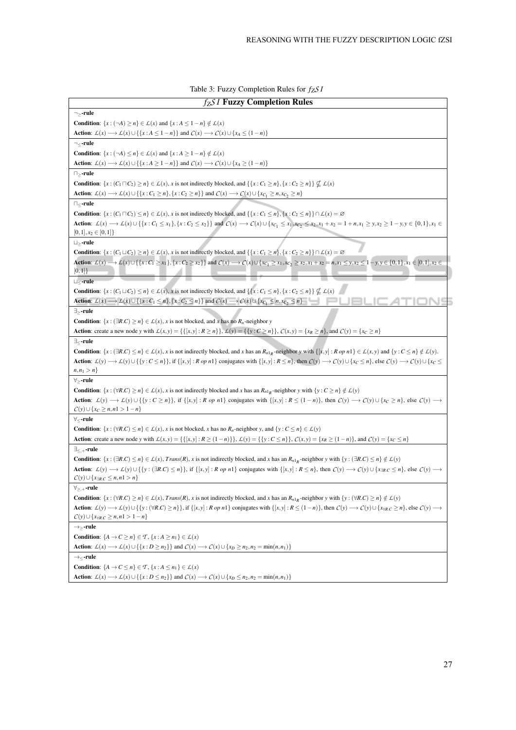Table 3: Fuzzy Completion Rules for $f_{Z}\mathcal{SI}$

| $f_{Z}\mathcal{SI}$ **Fuzzy Completion Rules** |
|---|
| $\neg_{\geq}$**-rule** |
| **Condition**: $\{x : (\neg A) \geq n\} \in \mathcal{L}(x)$ and $\{x : A \leq 1-n\} \notin \mathcal{L}(x)$ |
| **Action**: $\mathcal{L}(x) \longrightarrow \mathcal{L}(x) \cup \{\{x : A \leq 1-n\}\}$ and $\mathcal{C}(x) \longrightarrow \mathcal{C}(x) \cup \{x_A \leq (1-n)\}$ |
| $\neg_{\leq}$**-rule** |
| **Condition**: $\{x : (\neg A) \leq n\} \in \mathcal{L}(x)$ and $\{x : A \geq 1-n\} \notin \mathcal{L}(x)$ |
| **Action**: $\mathcal{L}(x) \longrightarrow \mathcal{L}(x) \cup \{\{x : A \geq 1-n\}\}$ and $\mathcal{C}(x) \longrightarrow \mathcal{C}(x) \cup \{x_A \geq (1-n)\}$ |
| $\sqcap_{\geq}$**-rule** |
| **Condition**: $\{x : (C_1 \sqcap C_2) \geq n\} \in \mathcal{L}(x)$, $x$ is not indirectly blocked, and $\{\{x : C_1 \geq n\}, \{x : C_2 \geq n\}\} \nsubseteq \mathcal{L}(x)$ |
| **Action**: $\mathcal{L}(x) \longrightarrow \mathcal{L}(x) \cup \{\{x : C_1 \geq n\}, \{x : C_2 \geq n\}\}$ and $\mathcal{C}(x) \longrightarrow \mathcal{C}(x) \cup \{x_{C_1} \geq n, x_{C_2} \geq n\}$ |
| $\sqcap_{\leq}$**-rule** |
| **Condition**: $\{x : (C_1 \sqcap C_2) \leq n\} \in \mathcal{L}(x)$, $x$ is not indirectly blocked, and $\{\{x : C_1 \leq n\}, \{x : C_2 \leq n\}\} \cap \mathcal{L}(x) = \varnothing$ |
| **Action**: $\mathcal{L}(x) \longrightarrow \mathcal{L}(x) \cup \{\{x : C_1 \leq x_1\}, \{x : C_2 \leq x_2\}\}$ and $\mathcal{C}(x) \longrightarrow \mathcal{C}(x) \cup \{x_{C_1} \leq x_1, x_{C_2} \leq x_2, x_1 + x_2 = 1 + n, x_1 \geq y, x_2 \geq 1-y, y \in \{0,1\}, x_1 \in [0,1], x_2 \in [0,1]\}$ |
| $\sqcup_{\geq}$**-rule** |
| **Condition**: $\{x : (C_1 \sqcup C_2) \geq n\} \in \mathcal{L}(x)$, $x$ is not indirectly blocked, and $\{\{x : C_1 \geq n\}, \{x : C_2 \geq n\}\} \cap \mathcal{L}(x) = \varnothing$ |
| **Action**: $\mathcal{L}(x) \longrightarrow \mathcal{L}(x) \cup \{\{x : C_1 \geq x_1\}, \{x : C_2 \geq x_2\}\}$ and $\mathcal{C}(x) \longrightarrow \mathcal{C}(x) \cup \{x_{C_1} \geq x_1, x_{C_2} \geq x_2, x_1 + x_2 = n, x_1 \leq y, x_2 \leq 1-y, y \in \{0,1\}, x_1 \in [0,1], x_2 \in [0,1]\}$ |
| $\sqcup_{\leq}$**-rule** |
| **Condition**: $\{x : (C_1 \sqcup C_2) \leq n\} \in \mathcal{L}(x)$, $x$ is not indirectly blocked, and $\{\{x : C_1 \leq n\}, \{x : C_2 \leq n\}\} \nsubseteq \mathcal{L}(x)$ |
| **Action**: $\mathcal{L}(x) \longrightarrow \mathcal{L}(x) \cup \{\{x : C_1 \leq n\}, \{x : C_2 \leq n\}\}$ and $\mathcal{C}(x) \longrightarrow \mathcal{C}(x) \cup \{x_{C_1} \leq n, x_{C_2} \leq n\}$ |
| $\exists_{\geq}$**-rule** |
| **Condition**: $\{x : (\exists R.C) \geq n\} \in \mathcal{L}(x)$, $x$ is not blocked, and $x$ has no $R_n$-neighbor $y$ |
| **Action**: create a new node $y$ with $\mathcal{L}(x,y) = \{\{[x,y] : R \geq n\}\}$, $\mathcal{L}(y) = \{\{y : C \geq n\}\}$, $\mathcal{C}(x,y) = \{x_R \geq n\}$, and $\mathcal{C}(y) = \{x_C \geq n\}$ |
| $\exists_{\leq}$**-rule** |
| **Condition**: $\{x : (\exists R.C) \leq n\} \in \mathcal{L}(x)$, $x$ is not indirectly blocked, and $x$ has an $R_{n1_R}$-neighbor $y$ with $\{[x,y] : R\ op\ n1\} \in \mathcal{L}(x,y)$ and $\{y : C \leq n\} \notin \mathcal{L}(y)$. |
| **Action**: $\mathcal{L}(y) \longrightarrow \mathcal{L}(y) \cup \{\{y : C \leq n\}\}$, if $\{[x,y] : R\ op\ n1\}$ conjugates with $\{[x,y] : R \leq n\}$, then $\mathcal{C}(y) \longrightarrow \mathcal{C}(y) \cup \{x_C \leq n\}$, else $\mathcal{C}(y) \longrightarrow \mathcal{C}(y) \cup \{x_C \leq n, n_1 > n\}$ |
| $\forall_{\geq}$**-rule** |
| **Condition**: $\{x : (\forall R.C) \geq n\} \in \mathcal{L}(x)$, $x$ is not indirectly blocked and $x$ has an $R_{n1_R}$-neighbor $y$ with $\{y : C \geq n\} \notin \mathcal{L}(y)$ |
| **Action**: $\mathcal{L}(y) \longrightarrow \mathcal{L}(y) \cup \{\{y : C \geq n\}\}$, if $\{[x,y] : R\ op\ n1\}$ conjugates with $\{[x,y] : R \leq (1-n)\}$, then $\mathcal{C}(y) \longrightarrow \mathcal{C}(y) \cup \{x_C \geq n\}$, else $\mathcal{C}(y) \longrightarrow \mathcal{C}(y) \cup \{x_C \geq n, n1 > 1-n\}$ |
| $\forall_{\leq}$**-rule** |
| **Condition**: $\{x : (\forall R.C) \leq n\} \in \mathcal{L}(x)$, $x$ is not blocked, $x$ has no $R_n$-neighbor $y$, and $\{y : C \leq n\} \in \mathcal{L}(y)$ |
| **Action**: create a new node $y$ with $\mathcal{L}(x,y) = \{\{[x,y] : R \geq (1-n)\}\}$, $\mathcal{L}(y) = \{\{y : C \leq n\}\}$, $\mathcal{C}(x,y) = \{x_R \geq (1-n)\}$, and $\mathcal{C}(y) = \{x_C \leq n\}$ |
| $\exists_{\leq,+}$**-rule** |
| **Condition**: $\{x : (\exists R.C) \leq n\} \in \mathcal{L}(x)$, $Trans(R)$, $x$ is not indirectly blocked, and $x$ has an $R_{n1_R}$-neighbor $y$ with $\{y : (\exists R.C) \leq n\} \notin \mathcal{L}(y)$ |
| **Action**: $\mathcal{L}(y) \longrightarrow \mathcal{L}(y) \cup \{\{y : (\exists R.C) \leq n\}\}$, if $\{[x,y] : R\ op\ n1\}$ conjugates with $\{[x,y] : R \leq n\}$, then $\mathcal{C}(y) \longrightarrow \mathcal{C}(y) \cup \{x_{\exists R.C} \leq n\}$, else $\mathcal{C}(y) \longrightarrow \mathcal{C}(y) \cup \{x_{\exists R.C} \leq n, n1 > n\}$ |
| $\forall_{\geq,+}$**-rule** |
| **Condition**: $\{x : (\forall R.C) \geq n\} \in \mathcal{L}(x)$, $Trans(R)$, $x$ is not indirectly blocked, and $x$ has an $R_{n1_R}$-neighbor $y$ with $\{y : (\forall R.C) \geq n\} \notin \mathcal{L}(y)$ |
| **Action**: $\mathcal{L}(y) \longrightarrow \mathcal{L}(y) \cup \{\{y : (\forall R.C) \geq n\}\}$, if $\{[x,y] : R\ op\ n1\}$ conjugates with $\{[x,y] : R \leq (1-n)\}$, then $\mathcal{C}(y) \longrightarrow \mathcal{C}(y) \cup \{x_{\forall R.C} \geq n\}$, else $\mathcal{C}(y) \longrightarrow \mathcal{C}(y) \cup \{x_{\forall R.C} \geq n, n1 > 1-n\}$ |
| $\rightarrow_{\geq}$**-rule** |
| **Condition**: $\{A \rightarrow C \geq n\} \in \mathcal{T}$, $\{x : A \geq n_1\} \in \mathcal{L}(x)$ |
| **Action**: $\mathcal{L}(x) \longrightarrow \mathcal{L}(x) \cup \{\{x : D \geq n_2\}\}$ and $\mathcal{C}(x) \longrightarrow \mathcal{C}(x) \cup \{x_D \geq n_2, n_2 = \min(n, n_1)\}$ |
| $\rightarrow_{\leq}$**-rule** |
| **Condition**: $\{A \rightarrow C \leq n\} \in \mathcal{T}$, $\{x : A \leq n_1\} \in \mathcal{L}(x)$ |
| **Action**: $\mathcal{L}(x) \longrightarrow \mathcal{L}(x) \cup \{\{x : D \leq n_2\}\}$ and $\mathcal{C}(x) \longrightarrow \mathcal{C}(x) \cup \{x_D \leq n_2, n_2 = \min(n, n_1)\}$ |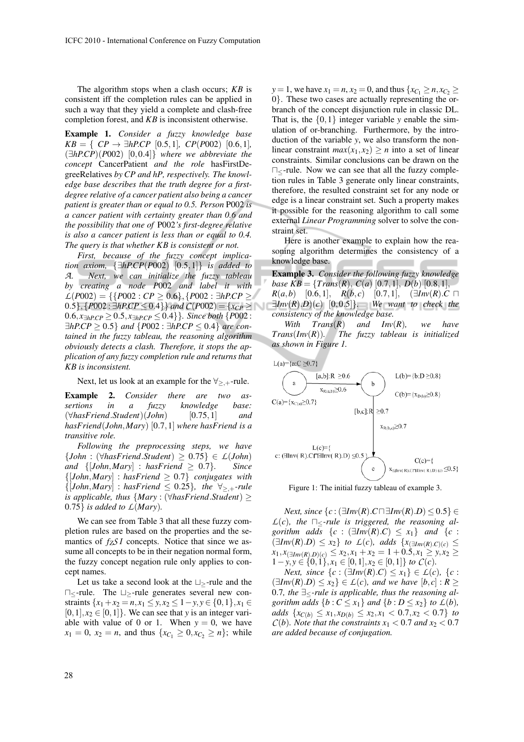The algorithm stops when a clash occurs; *KB* is consistent iff the completion rules can be applied in such a way that they yield a complete and clash-free completion forest, and *KB* is inconsistent otherwise.

**Example 1.** *Consider a fuzzy knowledge base* $KB = \{\ CP \rightarrow \exists hP.CP\ [0.5,1],\ CP(P002)\ [0.6,1],\ (\exists hP.CP)(P002)\ [0,0.4]\}$ *where we abbreviate the concept* CancerPatient *and the role* hasFirstDegreeRelatives *by* $CP$ *and* $hP$*, respectively. The knowledge base describes that the truth degree for a first-degree relative of a cancer patient also being a cancer patient is greater than or equal to 0.5. Person* P002 *is a cancer patient with certainty greater than 0.6 and the possibility that one of* P002*'s first-degree relative is also a cancer patient is less than or equal to 0.4. The query is that whether KB is consistent or not.*

*First, because of the fuzzy concept implication axiom,* $\{\exists hP.CP(P002)\ [0.5,1]\}$ *is added to* $\mathcal{A}$*. Next, we can initialize the fuzzy tableau by creating a node* $P002$ *and label it with* $\mathcal{L}(P002) = \{\{P002 : CP \geq 0.6\}, \{P002 : \exists hP.CP \geq 0.5\}, \{P002 : \exists hP.CP \leq 0.4\}\}$ *and* $\mathcal{C}(P002) = \{x_{CP} \geq 0.6, x_{\exists hP.CP} \geq 0.5, x_{\exists hP.CP} \leq 0.4\}\}$*. Since both* $\{P002 : \exists hP.CP \geq 0.5\}$ *and* $\{P002 : \exists hP.CP \leq 0.4\}$ *are contained in the fuzzy tableau, the reasoning algorithm obviously detects a clash. Therefore, it stops the application of any fuzzy completion rule and returns that KB is inconsistent.*

Next, let us look at an example for the $\forall_{\geq,+}$-rule.

**Example 2.** *Consider there are two assertions in a fuzzy knowledge base:* $(\forall hasFriend.Student)(John)\ [0.75,1]$ *and* $hasFriend(John, Mary)\ [0.7,1]$ *where hasFriend is a transitive role.*

*Following the preprocessing steps, we have* $\{John : (\forall hasFriend.Student) \geq 0.75\} \in \mathcal{L}(John)$ *and* $\{[John, Mary] : hasFriend \geq 0.7\}$*. Since* $\{[John, Mary] : hasFriend \geq 0.7\}$ *conjugates with* $\{[John, Mary] : hasFriend \leq 0.25\}$*, the* $\forall_{\geq,+}$*-rule is applicable, thus* $\{Mary : (\forall hasFriend.Student) \geq 0.75\}$ *is added to* $\mathcal{L}(Mary)$*.*

We can see from Table 3 that all these fuzzy completion rules are based on the properties and the semantics of $f_Z SI$ concepts. Notice that since we assume all concepts to be in their negation normal form, the fuzzy concept negation rule only applies to concept names.

Let us take a second look at the $\sqcup_{\geq}$-rule and the $\sqcap_{\leq}$-rule. The $\sqcup_{\geq}$-rule generates several new constraints $\{x_1 + x_2 = n, x_1 \leq y, x_2 \leq 1-y, y \in \{0,1\}, x_1 \in [0,1], x_2 \in [0,1]\}$. We can see that $y$ is an integer variable with value of 0 or 1. When $y = 0$, we have $x_1 = 0$, $x_2 = n$, and thus $\{x_{C_1} \geq 0, x_{C_2} \geq n\}$; while $y = 1$, we have $x_1 = n$, $x_2 = 0$, and thus $\{x_{C_1} \geq n, x_{C_2} \geq 0\}$. These two cases are actually representing the or-branch of the concept disjunction rule in classic DL. That is, the $\{0,1\}$ integer variable $y$ enable the simulation of or-branching. Furthermore, by the introduction of the variable $y$, we also transform the non-linear constraint $max(x_1, x_2) \geq n$ into a set of linear constraints. Similar conclusions can be drawn on the $\sqcap_{\leq}$-rule. Now we can see that all the fuzzy completion rules in Table 3 generate only linear constraints, therefore, the resulted constraint set for any node or edge is a linear constraint set. Such a property makes it possible for the reasoning algorithm to call some external *Linear Programming* solver to solve the constraint set.

Here is another example to explain how the reasoning algorithm determines the consistency of a knowledge base.

**Example 3.** *Consider the following fuzzy knowledge base* $KB = \{Trans(R),\ C(a)\ [0.7,1],\ D(b)\ [0.8,1],\ R(a,b)\ [0.6,1],\ R(b,c)\ [0.7,1],\ (\exists Inv(R).C \sqcap \exists Inv(R).D)(c)\ [0,0.5]\}$*. We want to check the consistency of the knowledge base.*

*With* $Trans(R)$ *and* $Inv(R)$*, we have* $Trans(Inv(R))$*. The fuzzy tableau is initialized as shown in Figure 1.*

Figure 1: The initial fuzzy tableau of example 3.

*Next, since* $\{c : (\exists Inv(R).C \sqcap \exists Inv(R).D) \leq 0.5\} \in \mathcal{L}(c)$*, the* $\sqcap_{\leq}$*-rule is triggered, the reasoning algorithm adds* $\{c : (\exists Inv(R).C) \leq x_1\}$ *and* $\{c : (\exists Inv(R).D) \leq x_2\}$ *to* $\mathcal{L}(c)$*, adds* $\{x_{(\exists Inv(R).C)(c)} \leq x_1, x_{(\exists Inv(R).D)(c)} \leq x_2, x_1 + x_2 = 1 + 0.5, x_1 \geq y, x_2 \geq 1 - y, y \in \{0,1\}, x_1 \in [0,1], x_2 \in [0,1]\}$ *to* $\mathcal{C}(c)$*.*

*Next, since* $\{c : (\exists Inv(R).C) \leq x_1\} \in \mathcal{L}(c)$*,* $\{c : (\exists Inv(R).D) \leq x_2\} \in \mathcal{L}(c)$*, and we have* $[b,c] : R \geq 0.7$*, the* $\exists_{\leq}$*-rule is applicable, thus the reasoning algorithm adds* $\{b : C \leq x_1\}$ *and* $\{b : D \leq x_2\}$ *to* $\mathcal{L}(b)$*, adds* $\{x_{C(b)} \leq x_1, x_{D(b)} \leq x_2, x_1 < 0.7, x_2 < 0.7\}$ *to* $\mathcal{C}(b)$*. Note that the constraints* $x_1 < 0.7$ *and* $x_2 < 0.7$ *are added because of conjugation.*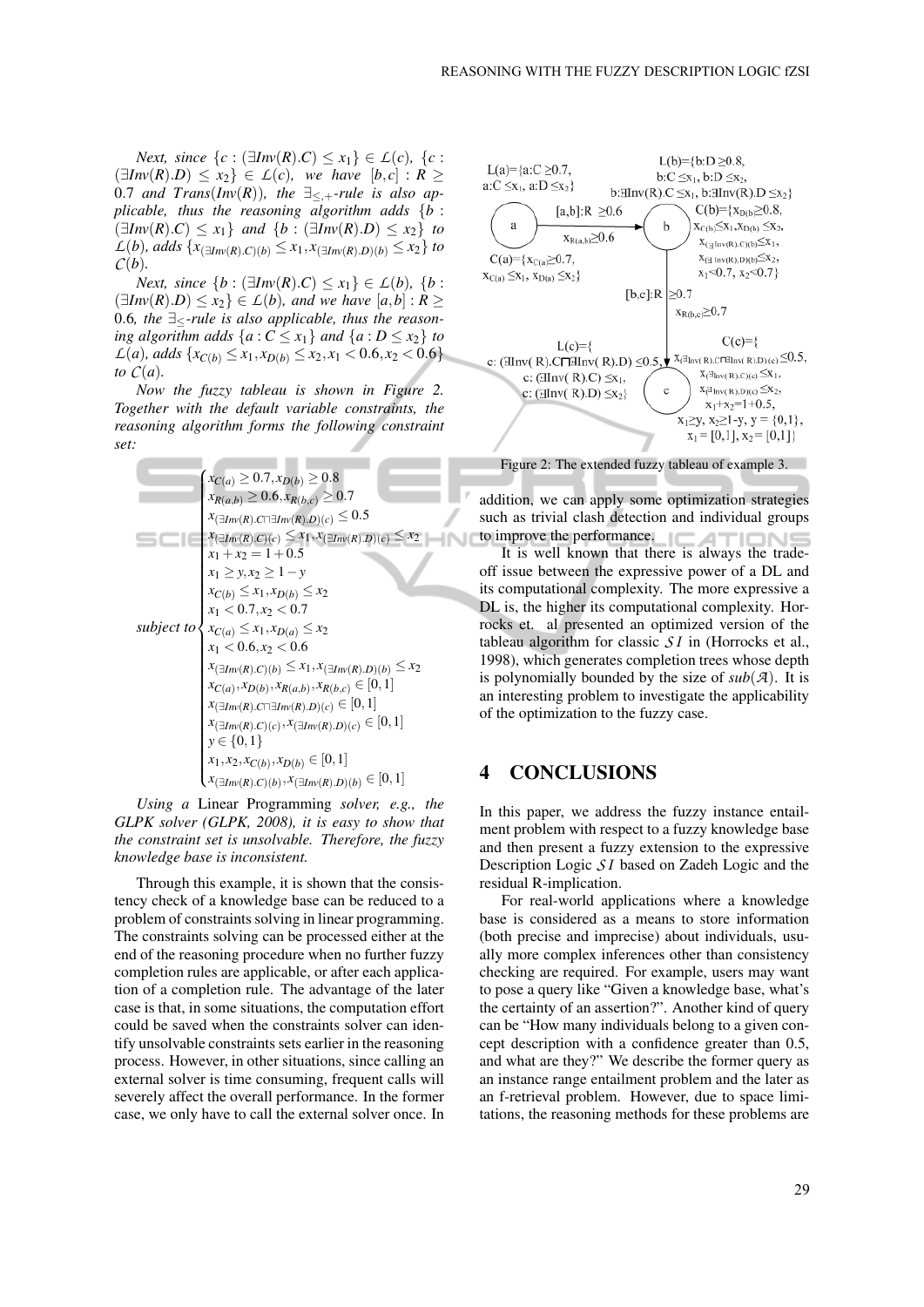*Next, since $\{c : (\exists Inv(R).C) \le x_1\} \in \mathcal{L}(c)$, $\{c : (\exists Inv(R).D) \le x_2\} \in \mathcal{L}(c)$, we have $[b,c] : R \ge 0.7$ and $Trans(Inv(R))$, the $\exists_{\le,+}$-rule is also applicable, thus the reasoning algorithm adds $\{b : (\exists Inv(R).C) \le x_1\}$ and $\{b : (\exists Inv(R).D) \le x_2\}$ to $\mathcal{L}(b)$, adds $\{x_{(\exists Inv(R).C)(b)} \le x_1, x_{(\exists Inv(R).D)(b)} \le x_2\}$ to $\mathcal{C}(b)$.*

*Next, since $\{b : (\exists Inv(R).C) \le x_1\} \in \mathcal{L}(b)$, $\{b : (\exists Inv(R).D) \le x_2\} \in \mathcal{L}(b)$, and we have $[a,b] : R \ge 0.6$, the $\exists_{\le}$-rule is also applicable, thus the reasoning algorithm adds $\{a : C \le x_1\}$ and $\{a : D \le x_2\}$ to $\mathcal{L}(a)$, adds $\{x_{C(b)} \le x_1, x_{D(b)} \le x_2, x_1 < 0.6, x_2 < 0.6\}$ to $\mathcal{C}(a)$.*

*Now the fuzzy tableau is shown in Figure 2. Together with the default variable constraints, the reasoning algorithm forms the following constraint set:*

$$
\textit{subject to}
\begin{cases}
x_{C(a)} \ge 0.7, x_{D(b)} \ge 0.8 \\
x_{R(a,b)} \ge 0.6, x_{R(b,c)} \ge 0.7 \\
x_{(\exists Inv(R).C \sqcap \exists Inv(R).D)(c)} \le 0.5 \\
x_{(\exists Inv(R).C)(c)} \le x_1, x_{(\exists Inv(R).D)(c)} \le x_2 \\
x_1 + x_2 = 1 + 0.5 \\
x_1 \ge y, x_2 \ge 1 - y \\
x_{C(b)} \le x_1, x_{D(b)} \le x_2 \\
x_1 < 0.7, x_2 < 0.7 \\
x_{C(a)} \le x_1, x_{D(a)} \le x_2 \\
x_1 < 0.6, x_2 < 0.6 \\
x_{(\exists Inv(R).C)(b)} \le x_1, x_{(\exists Inv(R).D)(b)} \le x_2 \\
x_{C(a)}, x_{D(b)}, x_{R(a,b)}, x_{R(b,c)} \in [0,1] \\
x_{(\exists Inv(R).C \sqcap \exists Inv(R).D)(c)} \in [0,1] \\
x_{(\exists Inv(R).C)(c)}, x_{(\exists Inv(R).D)(c)} \in [0,1] \\
y \in \{0,1\} \\
x_1, x_2, x_{C(b)}, x_{D(b)} \in [0,1] \\
x_{(\exists Inv(R).C)(b)}, x_{(\exists Inv(R).D)(b)} \in [0,1]
\end{cases}
$$

*Using a* Linear Programming *solver, e.g., the GLPK solver (GLPK, 2008), it is easy to show that the constraint set is unsolvable. Therefore, the fuzzy knowledge base is inconsistent.*

Through this example, it is shown that the consistency check of a knowledge base can be reduced to a problem of constraints solving in linear programming. The constraints solving can be processed either at the end of the reasoning procedure when no further fuzzy completion rules are applicable, or after each application of a completion rule. The advantage of the later case is that, in some situations, the computation effort could be saved when the constraints solver can identify unsolvable constraints sets earlier in the reasoning process. However, in other situations, since calling an external solver is time consuming, frequent calls will severely affect the overall performance. In the former case, we only have to call the external solver once. In addition, we can apply some optimization strategies such as trivial clash detection and individual groups to improve the performance.

Figure 2: The extended fuzzy tableau of example 3.

It is well known that there is always the trade-off issue between the expressive power of a DL and its computational complexity. The more expressive a DL is, the higher its computational complexity. Horrocks et. al presented an optimized version of the tableau algorithm for classic $\mathcal{SI}$ in (Horrocks et al., 1998), which generates completion trees whose depth is polynomially bounded by the size of $sub(\mathcal{A})$. It is an interesting problem to investigate the applicability of the optimization to the fuzzy case.

## 4 CONCLUSIONS

In this paper, we address the fuzzy instance entailment problem with respect to a fuzzy knowledge base and then present a fuzzy extension to the expressive Description Logic $\mathcal{SI}$ based on Zadeh Logic and the residual R-implication.

For real-world applications where a knowledge base is considered as a means to store information (both precise and imprecise) about individuals, usually more complex inferences other than consistency checking are required. For example, users may want to pose a query like "Given a knowledge base, what's the certainty of an assertion?". Another kind of query can be "How many individuals belong to a given concept description with a confidence greater than 0.5, and what are they?" We describe the former query as an instance range entailment problem and the later as an f-retrieval problem. However, due to space limitations, the reasoning methods for these problems are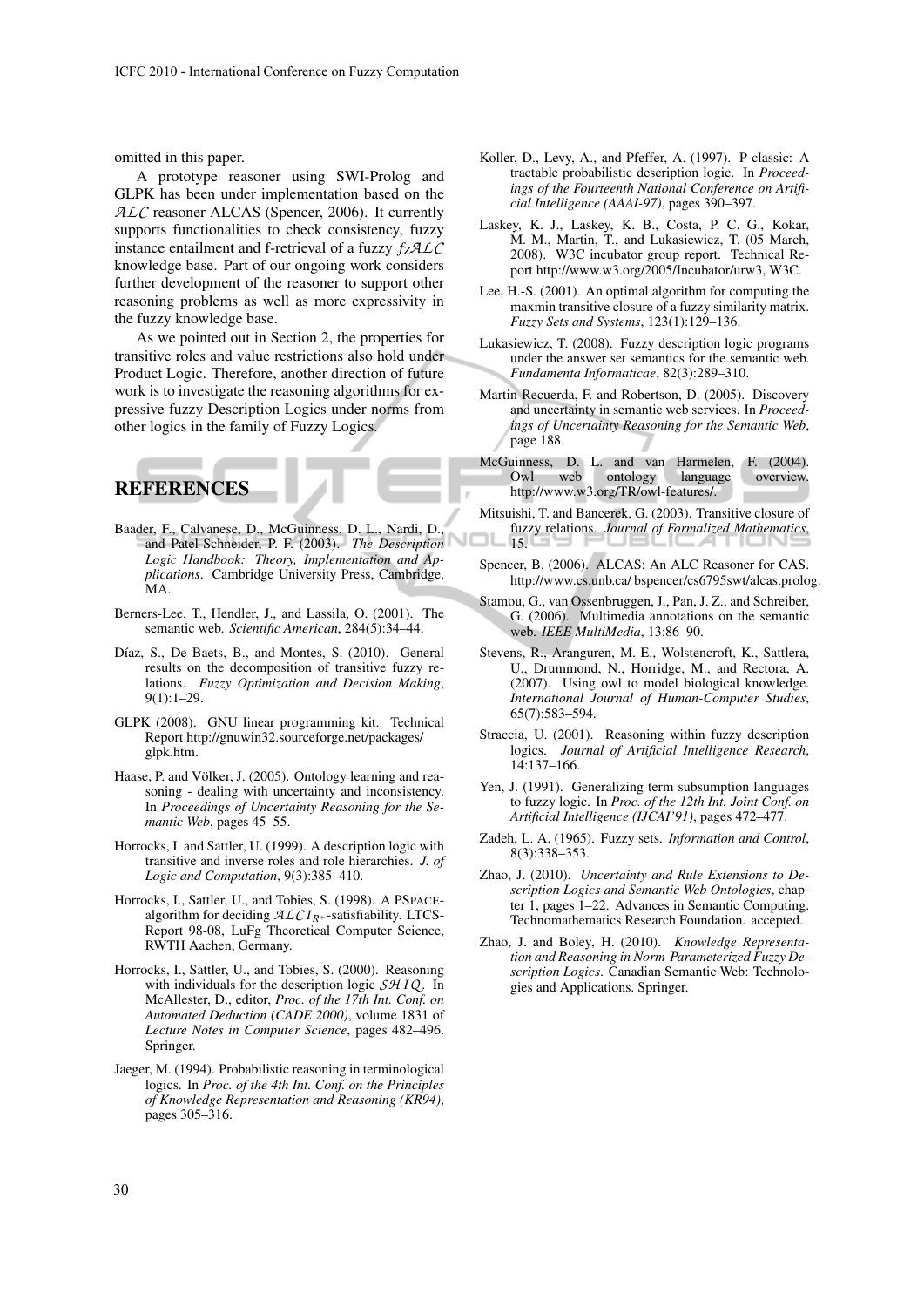omitted in this paper.

A prototype reasoner using SWI-Prolog and GLPK has been under implementation based on the $\mathcal{ALC}$ reasoner ALCAS (Spencer, 2006). It currently supports functionalities to check consistency, fuzzy instance entailment and f-retrieval of a fuzzy $f_Z\mathcal{ALC}$ knowledge base. Part of our ongoing work considers further development of the reasoner to support other reasoning problems as well as more expressivity in the fuzzy knowledge base.

As we pointed out in Section 2, the properties for transitive roles and value restrictions also hold under Product Logic. Therefore, another direction of future work is to investigate the reasoning algorithms for expressive fuzzy Description Logics under norms from other logics in the family of Fuzzy Logics.

## REFERENCES

Baader, F., Calvanese, D., McGuinness, D. L., Nardi, D., and Patel-Schneider, P. F. (2003). *The Description Logic Handbook: Theory, Implementation and Applications*. Cambridge University Press, Cambridge, MA.

Berners-Lee, T., Hendler, J., and Lassila, O. (2001). The semantic web. *Scientific American*, 284(5):34–44.

Díaz, S., De Baets, B., and Montes, S. (2010). General results on the decomposition of transitive fuzzy relations. *Fuzzy Optimization and Decision Making*, 9(1):1–29.

GLPK (2008). GNU linear programming kit. Technical Report http://gnuwin32.sourceforge.net/packages/glpk.htm.

Haase, P. and Völker, J. (2005). Ontology learning and reasoning - dealing with uncertainty and inconsistency. In *Proceedings of Uncertainty Reasoning for the Semantic Web*, pages 45–55.

Horrocks, I. and Sattler, U. (1999). A description logic with transitive and inverse roles and role hierarchies. *J. of Logic and Computation*, 9(3):385–410.

Horrocks, I., Sattler, U., and Tobies, S. (1998). A PSPACE-algorithm for deciding $\mathcal{ALCI}_{R^+}$-satisfiability. LTCS-Report 98-08, LuFg Theoretical Computer Science, RWTH Aachen, Germany.

Horrocks, I., Sattler, U., and Tobies, S. (2000). Reasoning with individuals for the description logic $\mathcal{SHIQ}$. In McAllester, D., editor, *Proc. of the 17th Int. Conf. on Automated Deduction (CADE 2000)*, volume 1831 of *Lecture Notes in Computer Science*, pages 482–496. Springer.

Jaeger, M. (1994). Probabilistic reasoning in terminological logics. In *Proc. of the 4th Int. Conf. on the Principles of Knowledge Representation and Reasoning (KR94)*, pages 305–316.

Koller, D., Levy, A., and Pfeffer, A. (1997). P-classic: A tractable probablistic description logic. In *Proceedings of the Fourteenth National Conference on Artificial Intelligence (AAAI-97)*, pages 390–397.

Laskey, K. J., Laskey, K. B., Costa, P. C. G., Kokar, M. M., Martin, T., and Lukasiewicz, T. (05 March, 2008). W3C incubator group report. Technical Report http://www.w3.org/2005/Incubator/urw3, W3C.

Lee, H.-S. (2001). An optimal algorithm for computing the maxmin transitive closure of a fuzzy similarity matrix. *Fuzzy Sets and Systems*, 123(1):129–136.

Lukasiewicz, T. (2008). Fuzzy description logic programs under the answer set semantics for the semantic web. *Fundamenta Informaticae*, 82(3):289–310.

Martin-Recuerda, F. and Robertson, D. (2005). Discovery and uncertainty in semantic web services. In *Proceedings of Uncertainty Reasoning for the Semantic Web*, page 188.

McGuinness, D. L. and van Harmelen, F. (2004). Owl web ontology language overview. http://www.w3.org/TR/owl-features/.

Mitsuishi, T. and Bancerek, G. (2003). Transitive closure of fuzzy relations. *Journal of Formalized Mathematics*, 15.

Spencer, B. (2006). ALCAS: An ALC Reasoner for CAS. http://www.cs.unb.ca/ bspencer/cs6795swt/alcas.prolog.

Stamou, G., van Ossenbruggen, J., Pan, J. Z., and Schreiber, G. (2006). Multimedia annotations on the semantic web. *IEEE MultiMedia*, 13:86–90.

Stevens, R., Aranguren, M. E., Wolstencroft, K., Sattlera, U., Drummond, N., Horridge, M., and Rectora, A. (2007). Using owl to model biological knowledge. *International Journal of Human-Computer Studies*, 65(7):583–594.

Straccia, U. (2001). Reasoning within fuzzy description logics. *Journal of Artificial Intelligence Research*, 14:137–166.

Yen, J. (1991). Generalizing term subsumption languages to fuzzy logic. In *Proc. of the 12th Int. Joint Conf. on Artificial Intelligence (IJCAI'91)*, pages 472–477.

Zadeh, L. A. (1965). Fuzzy sets. *Information and Control*, 8(3):338–353.

Zhao, J. (2010). *Uncertainty and Rule Extensions to Description Logics and Semantic Web Ontologies*, chapter 1, pages 1–22. Advances in Semantic Computing. Technomathematics Research Foundation. accepted.

Zhao, J. and Boley, H. (2010). *Knowledge Representation and Reasoning in Norm-Parameterized Fuzzy Description Logics*. Canadian Semantic Web: Technologies and Applications. Springer.